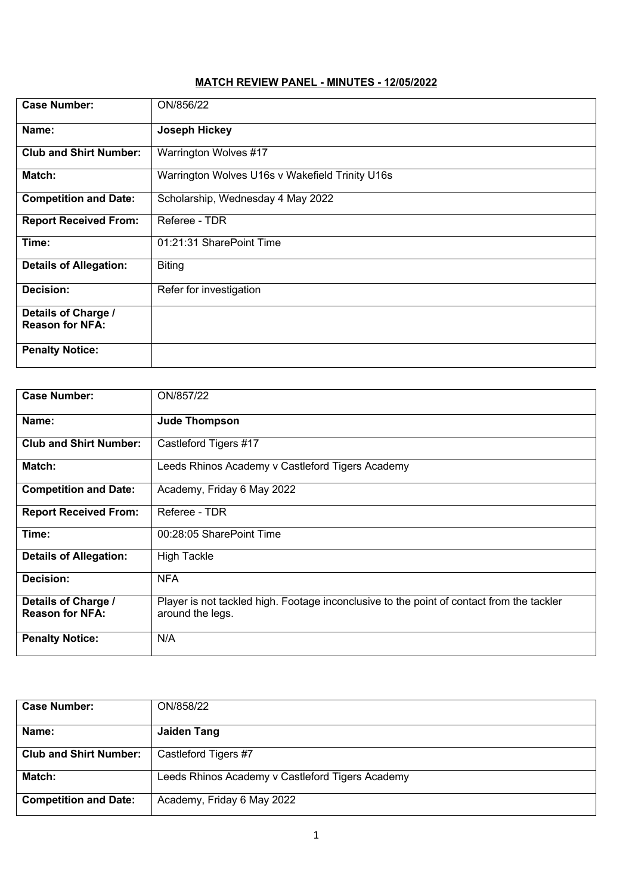**MATCH REVIEW PANEL - MINUTES - 12/05/2022**

| Case Number: | ON/856/22 |
| --- | --- |
| **Name:** | **Joseph Hickey** |
| **Club and Shirt Number:** | Warrington Wolves #17 |
| **Match:** | Warrington Wolves U16s v Wakefield Trinity U16s |
| **Competition and Date:** | Scholarship, Wednesday 4 May 2022 |
| **Report Received From:** | Referee - TDR |
| **Time:** | 01:21:31 SharePoint Time |
| **Details of Allegation:** | Biting |
| **Decision:** | Refer for investigation |
| **Details of Charge / Reason for NFA:** | |
| **Penalty Notice:** | |

| Case Number: | ON/857/22 |
| --- | --- |
| **Name:** | **Jude Thompson** |
| **Club and Shirt Number:** | Castleford Tigers #17 |
| **Match:** | Leeds Rhinos Academy v Castleford Tigers Academy |
| **Competition and Date:** | Academy, Friday 6 May 2022 |
| **Report Received From:** | Referee - TDR |
| **Time:** | 00:28:05 SharePoint Time |
| **Details of Allegation:** | High Tackle |
| **Decision:** | NFA |
| **Details of Charge / Reason for NFA:** | Player is not tackled high. Footage inconclusive to the point of contact from the tackler around the legs. |
| **Penalty Notice:** | N/A |

| Case Number: | ON/858/22 |
| --- | --- |
| **Name:** | **Jaiden Tang** |
| **Club and Shirt Number:** | Castleford Tigers #7 |
| **Match:** | Leeds Rhinos Academy v Castleford Tigers Academy |
| **Competition and Date:** | Academy, Friday 6 May 2022 |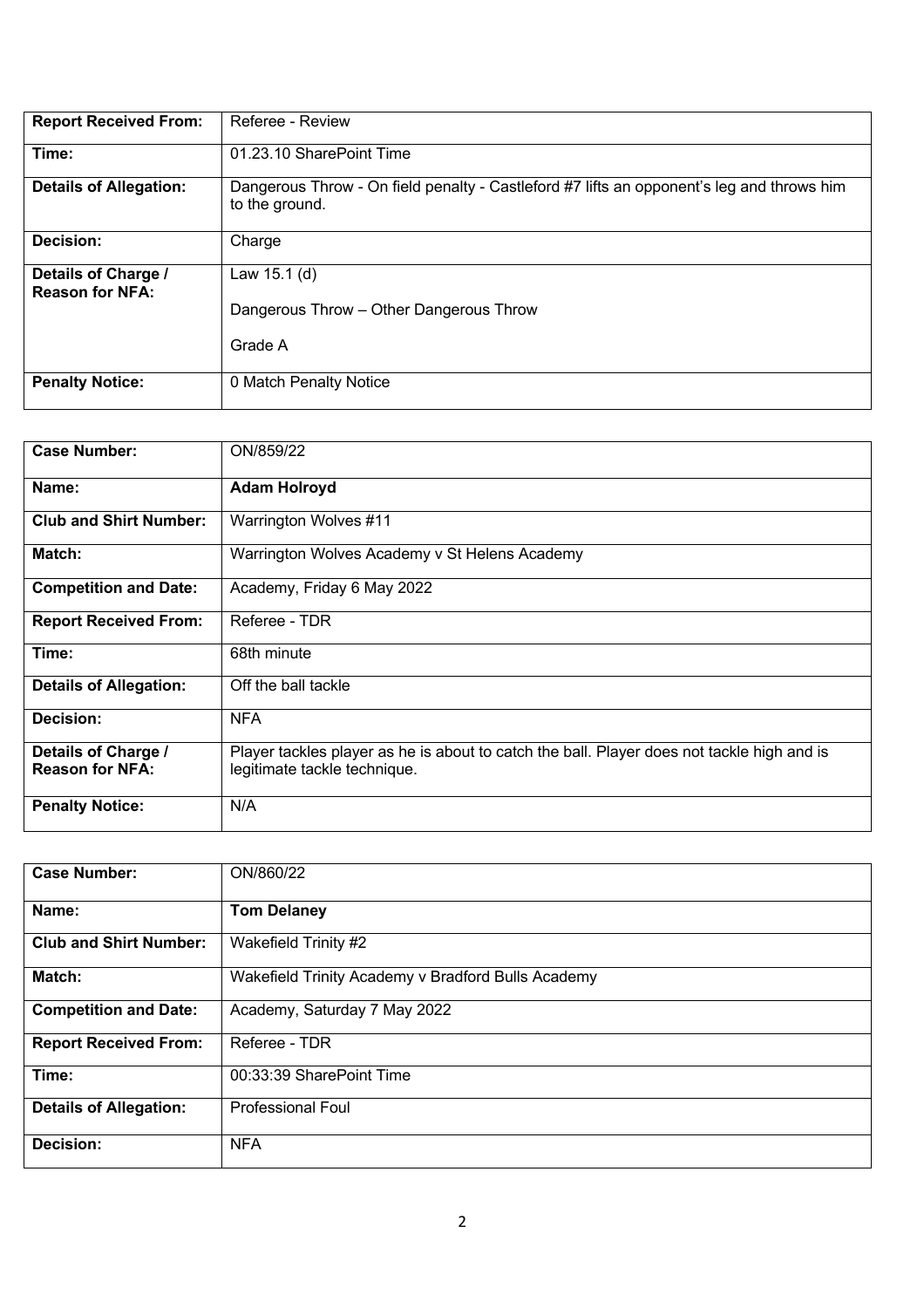| | |
|---|---|
| **Report Received From:** | Referee - Review |
| **Time:** | 01.23.10 SharePoint Time |
| **Details of Allegation:** | Dangerous Throw - On field penalty - Castleford #7 lifts an opponent's leg and throws him to the ground. |
| **Decision:** | Charge |
| **Details of Charge / Reason for NFA:** | Law 15.1 (d)<br><br>Dangerous Throw – Other Dangerous Throw<br><br>Grade A |
| **Penalty Notice:** | 0 Match Penalty Notice |

| | |
|---|---|
| **Case Number:** | ON/859/22 |
| **Name:** | **Adam Holroyd** |
| **Club and Shirt Number:** | Warrington Wolves #11 |
| **Match:** | Warrington Wolves Academy v St Helens Academy |
| **Competition and Date:** | Academy, Friday 6 May 2022 |
| **Report Received From:** | Referee - TDR |
| **Time:** | 68th minute |
| **Details of Allegation:** | Off the ball tackle |
| **Decision:** | NFA |
| **Details of Charge / Reason for NFA:** | Player tackles player as he is about to catch the ball. Player does not tackle high and is legitimate tackle technique. |
| **Penalty Notice:** | N/A |

| | |
|---|---|
| **Case Number:** | ON/860/22 |
| **Name:** | **Tom Delaney** |
| **Club and Shirt Number:** | Wakefield Trinity #2 |
| **Match:** | Wakefield Trinity Academy v Bradford Bulls Academy |
| **Competition and Date:** | Academy, Saturday 7 May 2022 |
| **Report Received From:** | Referee - TDR |
| **Time:** | 00:33:39 SharePoint Time |
| **Details of Allegation:** | Professional Foul |
| **Decision:** | NFA |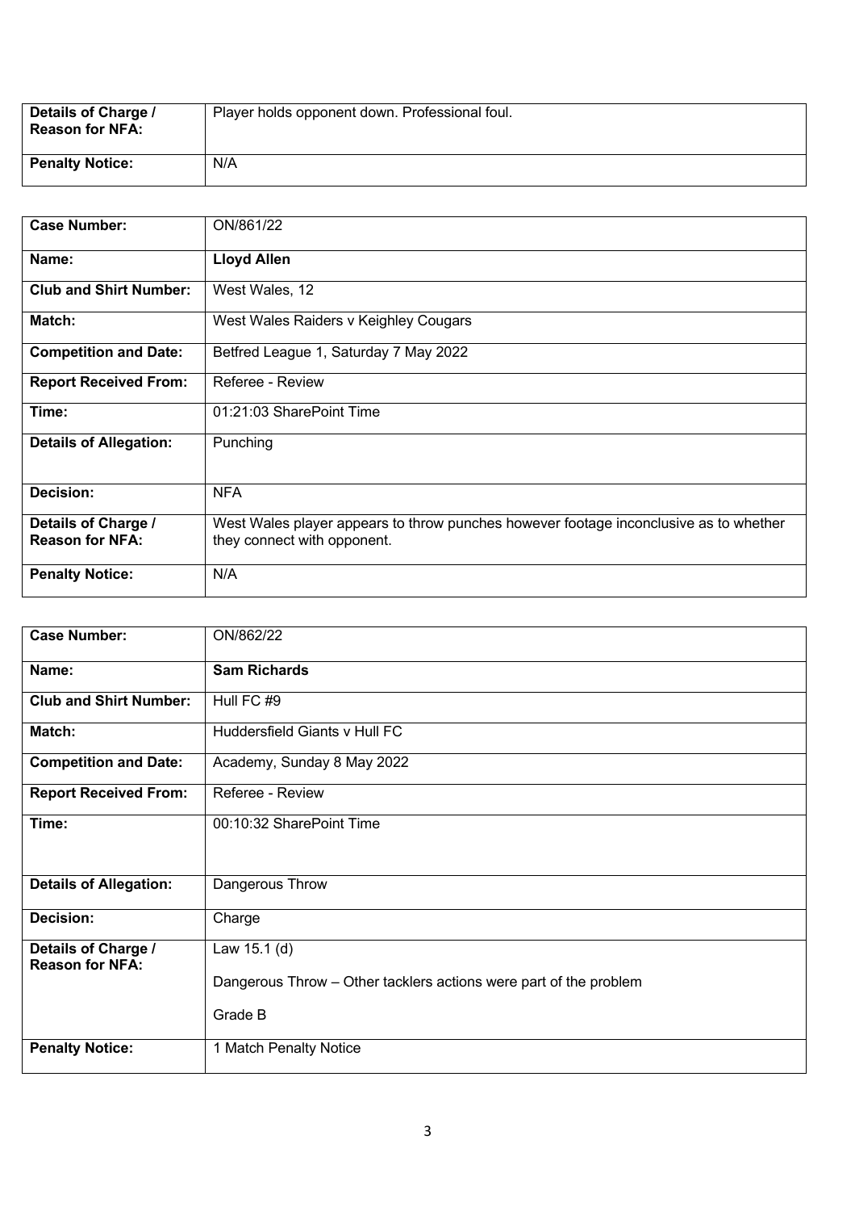| Details of Charge / Reason for NFA: | Player holds opponent down. Professional foul. |
|---|---|
| Penalty Notice: | N/A |

| Case Number: | ON/861/22 |
|---|---|
| Name: | **Lloyd Allen** |
| Club and Shirt Number: | West Wales, 12 |
| Match: | West Wales Raiders v Keighley Cougars |
| Competition and Date: | Betfred League 1, Saturday 7 May 2022 |
| Report Received From: | Referee - Review |
| Time: | 01:21:03 SharePoint Time |
| Details of Allegation: | Punching |
| Decision: | NFA |
| Details of Charge / Reason for NFA: | West Wales player appears to throw punches however footage inconclusive as to whether they connect with opponent. |
| Penalty Notice: | N/A |

| Case Number: | ON/862/22 |
|---|---|
| Name: | **Sam Richards** |
| Club and Shirt Number: | Hull FC #9 |
| Match: | Huddersfield Giants v Hull FC |
| Competition and Date: | Academy, Sunday 8 May 2022 |
| Report Received From: | Referee - Review |
| Time: | 00:10:32 SharePoint Time |
| Details of Allegation: | Dangerous Throw |
| Decision: | Charge |
| Details of Charge / Reason for NFA: | Law 15.1 (d)<br><br>Dangerous Throw – Other tacklers actions were part of the problem<br><br>Grade B |
| Penalty Notice: | 1 Match Penalty Notice |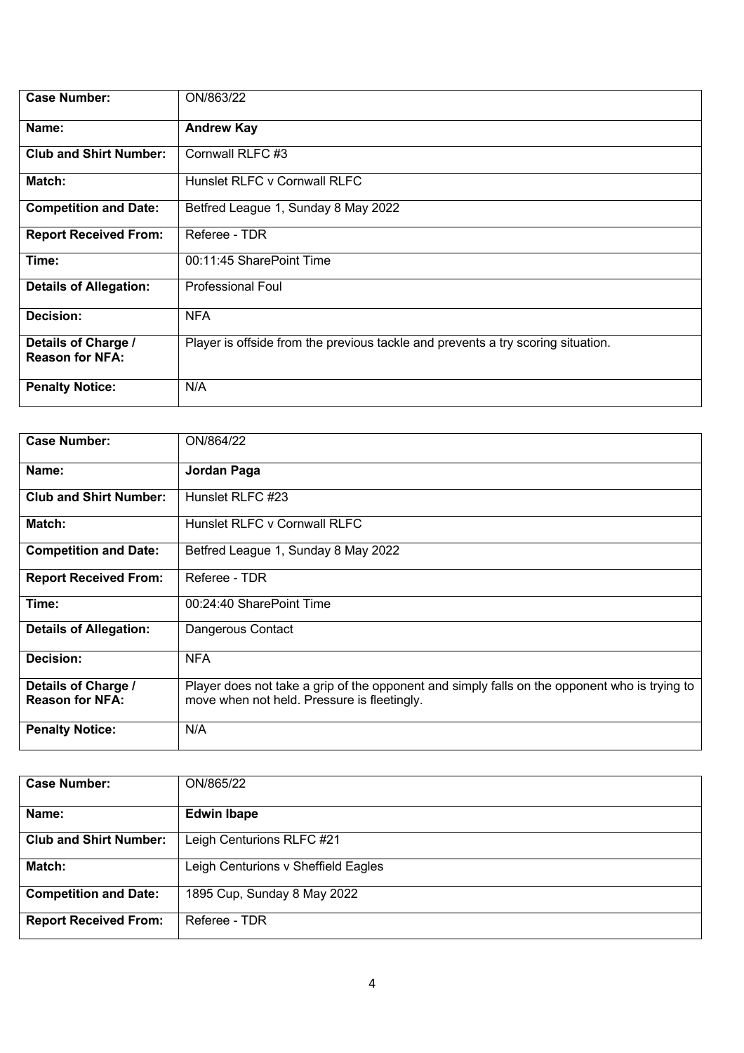| Case Number: | ON/863/22 |
| --- | --- |
| Name: | **Andrew Kay** |
| Club and Shirt Number: | Cornwall RLFC #3 |
| Match: | Hunslet RLFC v Cornwall RLFC |
| Competition and Date: | Betfred League 1, Sunday 8 May 2022 |
| Report Received From: | Referee - TDR |
| Time: | 00:11:45 SharePoint Time |
| Details of Allegation: | Professional Foul |
| Decision: | NFA |
| Details of Charge / Reason for NFA: | Player is offside from the previous tackle and prevents a try scoring situation. |
| Penalty Notice: | N/A |

| Case Number: | ON/864/22 |
| --- | --- |
| Name: | **Jordan Paga** |
| Club and Shirt Number: | Hunslet RLFC #23 |
| Match: | Hunslet RLFC v Cornwall RLFC |
| Competition and Date: | Betfred League 1, Sunday 8 May 2022 |
| Report Received From: | Referee - TDR |
| Time: | 00:24:40 SharePoint Time |
| Details of Allegation: | Dangerous Contact |
| Decision: | NFA |
| Details of Charge / Reason for NFA: | Player does not take a grip of the opponent and simply falls on the opponent who is trying to move when not held. Pressure is fleetingly. |
| Penalty Notice: | N/A |

| Case Number: | ON/865/22 |
| --- | --- |
| Name: | **Edwin Ibape** |
| Club and Shirt Number: | Leigh Centurions RLFC #21 |
| Match: | Leigh Centurions v Sheffield Eagles |
| Competition and Date: | 1895 Cup, Sunday 8 May 2022 |
| Report Received From: | Referee - TDR |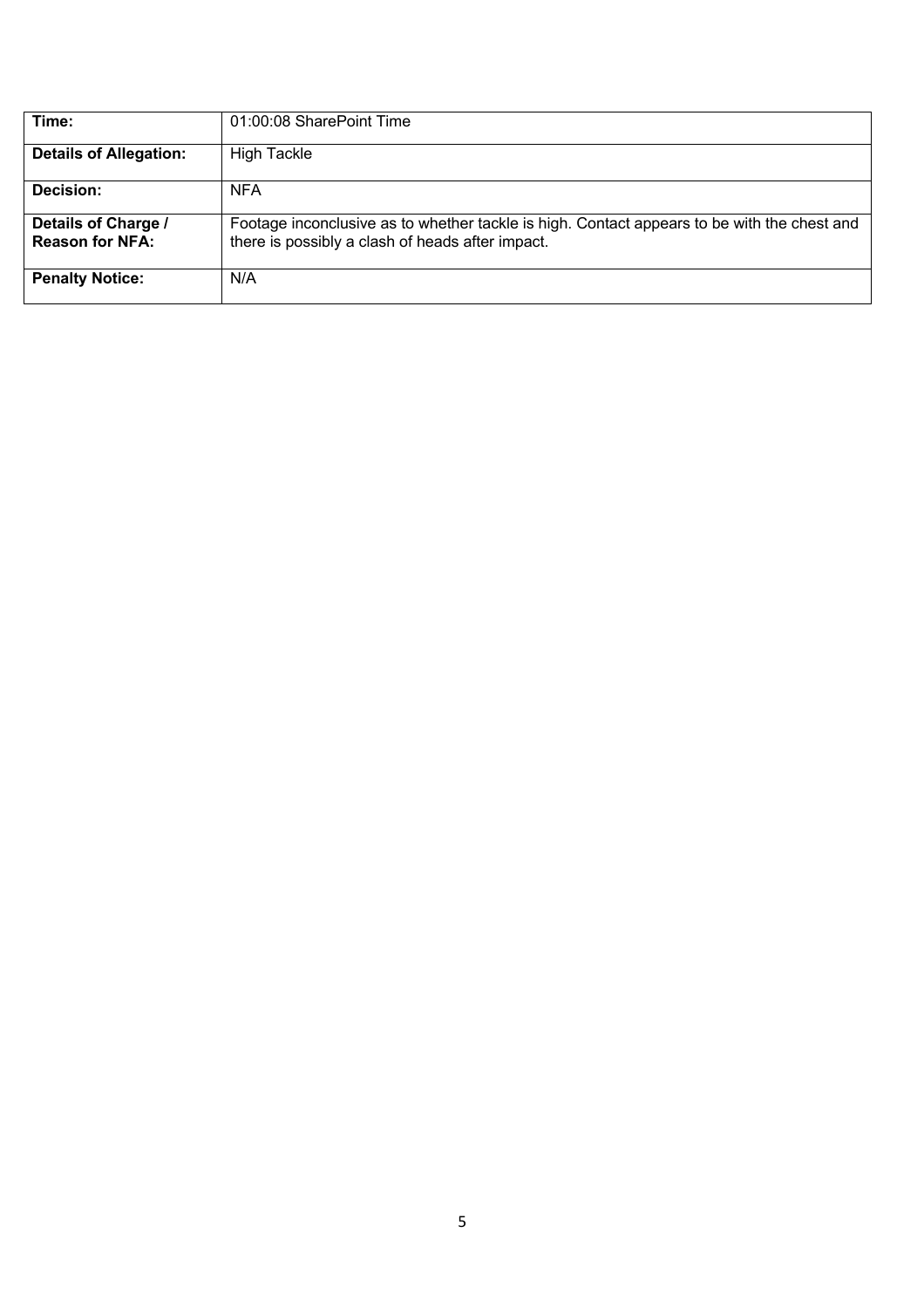| | |
|---|---|
| **Time:** | 01:00:08 SharePoint Time |
| **Details of Allegation:** | High Tackle |
| **Decision:** | NFA |
| **Details of Charge / Reason for NFA:** | Footage inconclusive as to whether tackle is high. Contact appears to be with the chest and there is possibly a clash of heads after impact. |
| **Penalty Notice:** | N/A |